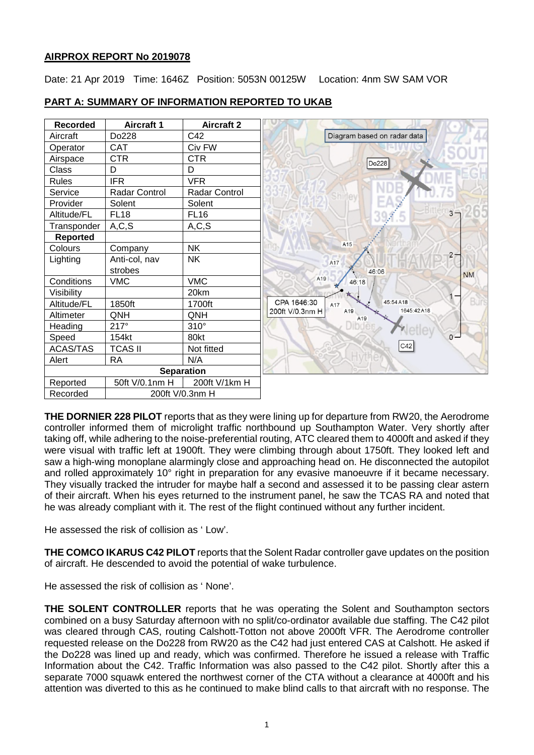## AIRPROX REPORT No 2019078

Date: 21 Apr 2019 Time: 1646Z Position: 5053N 00125W Location: 4nm SW SAM VOR

### PART A: SUMMARY OF INFORMATION REPORTED TO UKAB

| Recorded | Aircraft 1 | Aircraft 2 |
|---|---|---|
| Aircraft | Do228 | C42 |
| Operator | CAT | Civ FW |
| Airspace | CTR | CTR |
| Class | D | D |
| Rules | IFR | VFR |
| Service | Radar Control | Radar Control |
| Provider | Solent | Solent |
| Altitude/FL | FL18 | FL16 |
| Transponder | A,C,S | A,C,S |
| **Reported** | | |
| Colours | Company | NK |
| Lighting | Anti-col, nav strobes | NK |
| Conditions | VMC | VMC |
| Visibility | | 20km |
| Altitude/FL | 1850ft | 1700ft |
| Altimeter | QNH | QNH |
| Heading | 217° | 310° |
| Speed | 154kt | 80kt |
| ACAS/TAS | TCAS II | Not fitted |
| Alert | RA | N/A |
| **Separation** | | |
| Reported | 50ft V/0.1nm H | 200ft V/1km H |
| Recorded | 200ft V/0.3nm H | |

Diagram based on radar data

CPA 1646:30
200ft V/0.3nm H

**THE DORNIER 228 PILOT** reports that as they were lining up for departure from RW20, the Aerodrome controller informed them of microlight traffic northbound up Southampton Water. Very shortly after taking off, while adhering to the noise-preferential routing, ATC cleared them to 4000ft and asked if they were visual with traffic left at 1900ft. They were climbing through about 1750ft. They looked left and saw a high-wing monoplane alarmingly close and approaching head on. He disconnected the autopilot and rolled approximately 10° right in preparation for any evasive manoeuvre if it became necessary. They visually tracked the intruder for maybe half a second and assessed it to be passing clear astern of their aircraft. When his eyes returned to the instrument panel, he saw the TCAS RA and noted that he was already compliant with it. The rest of the flight continued without any further incident.

He assessed the risk of collision as ' Low'.

**THE COMCO IKARUS C42 PILOT** reports that the Solent Radar controller gave updates on the position of aircraft. He descended to avoid the potential of wake turbulence.

He assessed the risk of collision as ' None'.

**THE SOLENT CONTROLLER** reports that he was operating the Solent and Southampton sectors combined on a busy Saturday afternoon with no split/co-ordinator available due staffing. The C42 pilot was cleared through CAS, routing Calshott-Totton not above 2000ft VFR. The Aerodrome controller requested release on the Do228 from RW20 as the C42 had just entered CAS at Calshott. He asked if the Do228 was lined up and ready, which was confirmed. Therefore he issued a release with Traffic Information about the C42. Traffic Information was also passed to the C42 pilot. Shortly after this a separate 7000 squawk entered the northwest corner of the CTA without a clearance at 4000ft and his attention was diverted to this as he continued to make blind calls to that aircraft with no response. The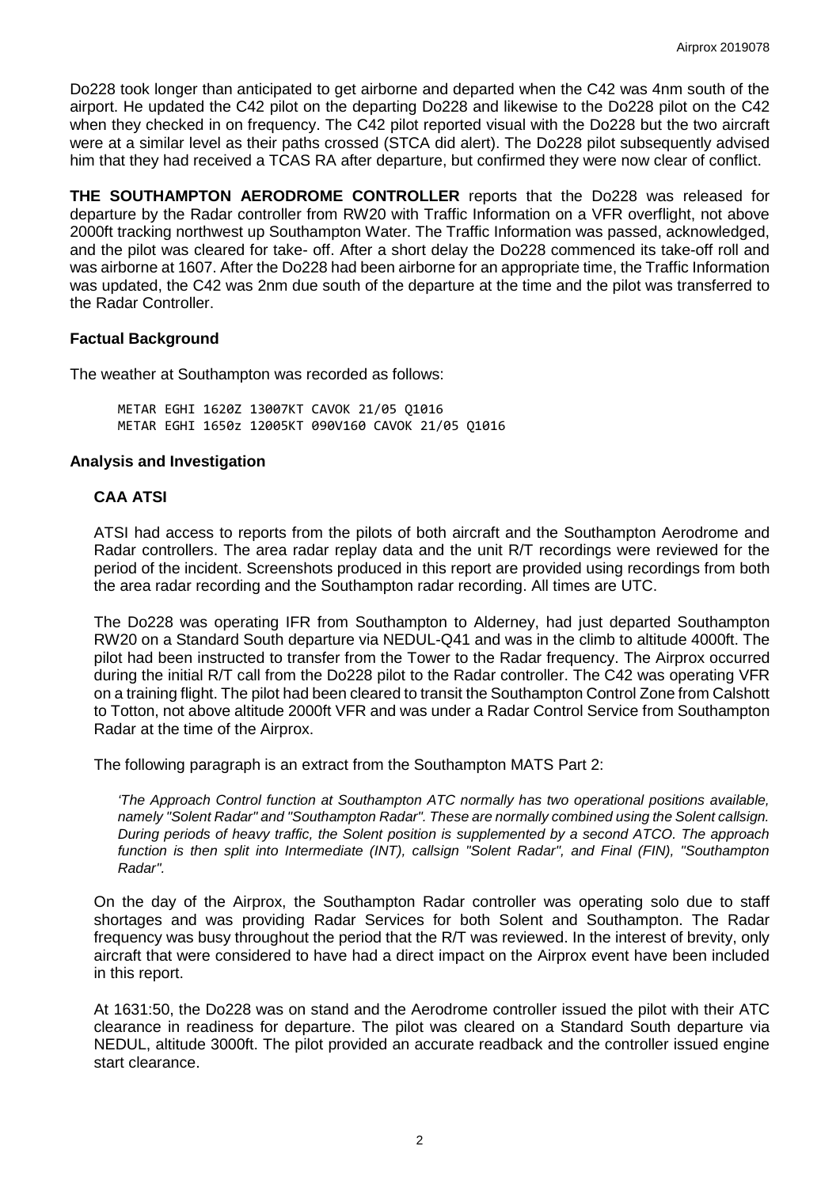Do228 took longer than anticipated to get airborne and departed when the C42 was 4nm south of the airport. He updated the C42 pilot on the departing Do228 and likewise to the Do228 pilot on the C42 when they checked in on frequency. The C42 pilot reported visual with the Do228 but the two aircraft were at a similar level as their paths crossed (STCA did alert). The Do228 pilot subsequently advised him that they had received a TCAS RA after departure, but confirmed they were now clear of conflict.

**THE SOUTHAMPTON AERODROME CONTROLLER** reports that the Do228 was released for departure by the Radar controller from RW20 with Traffic Information on a VFR overflight, not above 2000ft tracking northwest up Southampton Water. The Traffic Information was passed, acknowledged, and the pilot was cleared for take- off. After a short delay the Do228 commenced its take-off roll and was airborne at 1607. After the Do228 had been airborne for an appropriate time, the Traffic Information was updated, the C42 was 2nm due south of the departure at the time and the pilot was transferred to the Radar Controller.

### Factual Background

The weather at Southampton was recorded as follows:

```
METAR EGHI 1620Z 13007KT CAVOK 21/05 Q1016
METAR EGHI 1650z 12005KT 090V160 CAVOK 21/05 Q1016
```

### Analysis and Investigation

#### CAA ATSI

ATSI had access to reports from the pilots of both aircraft and the Southampton Aerodrome and Radar controllers. The area radar replay data and the unit R/T recordings were reviewed for the period of the incident. Screenshots produced in this report are provided using recordings from both the area radar recording and the Southampton radar recording. All times are UTC.

The Do228 was operating IFR from Southampton to Alderney, had just departed Southampton RW20 on a Standard South departure via NEDUL-Q41 and was in the climb to altitude 4000ft. The pilot had been instructed to transfer from the Tower to the Radar frequency. The Airprox occurred during the initial R/T call from the Do228 pilot to the Radar controller. The C42 was operating VFR on a training flight. The pilot had been cleared to transit the Southampton Control Zone from Calshott to Totton, not above altitude 2000ft VFR and was under a Radar Control Service from Southampton Radar at the time of the Airprox.

The following paragraph is an extract from the Southampton MATS Part 2:

*'The Approach Control function at Southampton ATC normally has two operational positions available, namely "Solent Radar" and "Southampton Radar". These are normally combined using the Solent callsign. During periods of heavy traffic, the Solent position is supplemented by a second ATCO. The approach function is then split into Intermediate (INT), callsign "Solent Radar", and Final (FIN), "Southampton Radar".*

On the day of the Airprox, the Southampton Radar controller was operating solo due to staff shortages and was providing Radar Services for both Solent and Southampton. The Radar frequency was busy throughout the period that the R/T was reviewed. In the interest of brevity, only aircraft that were considered to have had a direct impact on the Airprox event have been included in this report.

At 1631:50, the Do228 was on stand and the Aerodrome controller issued the pilot with their ATC clearance in readiness for departure. The pilot was cleared on a Standard South departure via NEDUL, altitude 3000ft. The pilot provided an accurate readback and the controller issued engine start clearance.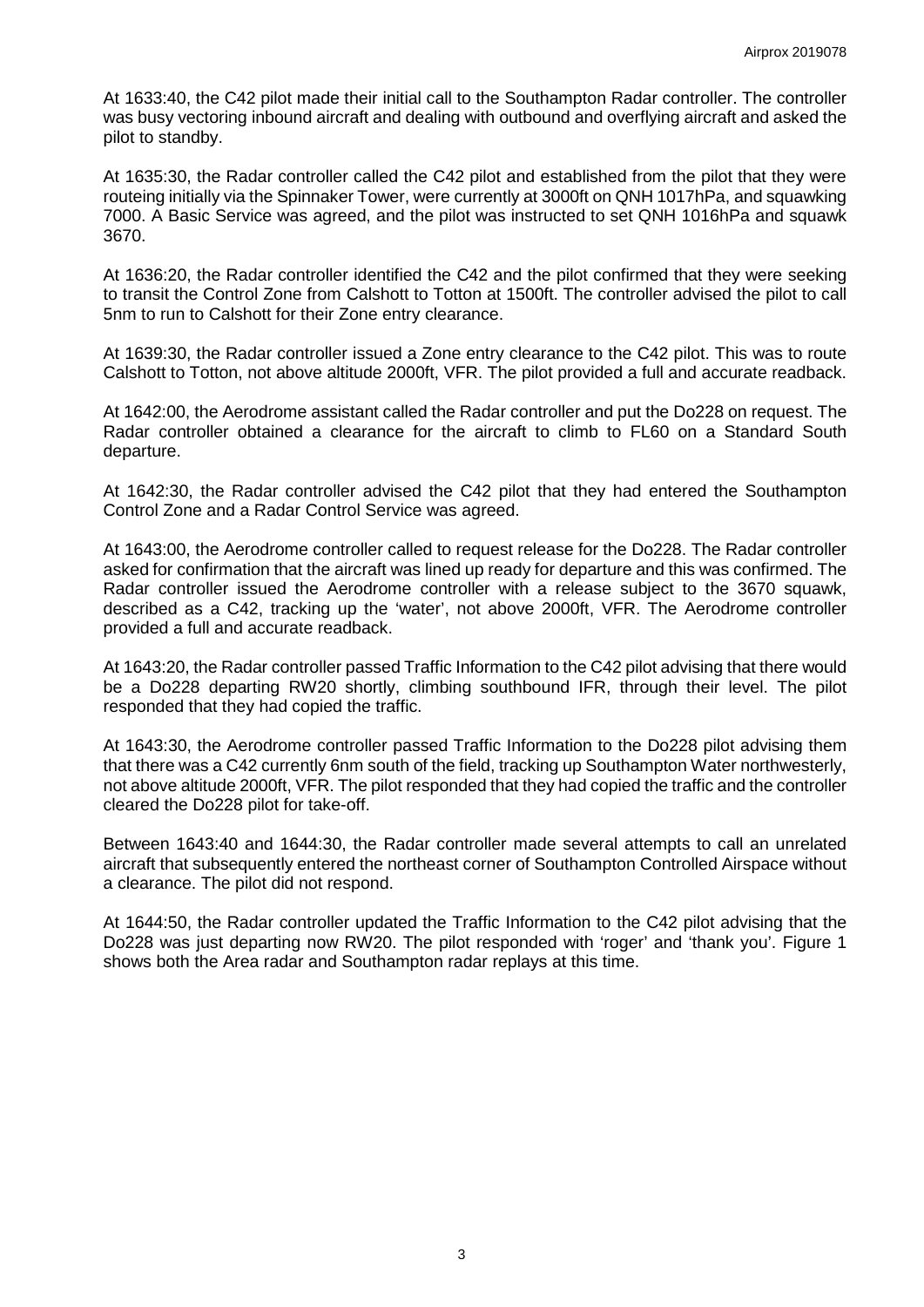At 1633:40, the C42 pilot made their initial call to the Southampton Radar controller. The controller was busy vectoring inbound aircraft and dealing with outbound and overflying aircraft and asked the pilot to standby.

At 1635:30, the Radar controller called the C42 pilot and established from the pilot that they were routeing initially via the Spinnaker Tower, were currently at 3000ft on QNH 1017hPa, and squawking 7000. A Basic Service was agreed, and the pilot was instructed to set QNH 1016hPa and squawk 3670.

At 1636:20, the Radar controller identified the C42 and the pilot confirmed that they were seeking to transit the Control Zone from Calshott to Totton at 1500ft. The controller advised the pilot to call 5nm to run to Calshott for their Zone entry clearance.

At 1639:30, the Radar controller issued a Zone entry clearance to the C42 pilot. This was to route Calshott to Totton, not above altitude 2000ft, VFR. The pilot provided a full and accurate readback.

At 1642:00, the Aerodrome assistant called the Radar controller and put the Do228 on request. The Radar controller obtained a clearance for the aircraft to climb to FL60 on a Standard South departure.

At 1642:30, the Radar controller advised the C42 pilot that they had entered the Southampton Control Zone and a Radar Control Service was agreed.

At 1643:00, the Aerodrome controller called to request release for the Do228. The Radar controller asked for confirmation that the aircraft was lined up ready for departure and this was confirmed. The Radar controller issued the Aerodrome controller with a release subject to the 3670 squawk, described as a C42, tracking up the 'water', not above 2000ft, VFR. The Aerodrome controller provided a full and accurate readback.

At 1643:20, the Radar controller passed Traffic Information to the C42 pilot advising that there would be a Do228 departing RW20 shortly, climbing southbound IFR, through their level. The pilot responded that they had copied the traffic.

At 1643:30, the Aerodrome controller passed Traffic Information to the Do228 pilot advising them that there was a C42 currently 6nm south of the field, tracking up Southampton Water northwesterly, not above altitude 2000ft, VFR. The pilot responded that they had copied the traffic and the controller cleared the Do228 pilot for take-off.

Between 1643:40 and 1644:30, the Radar controller made several attempts to call an unrelated aircraft that subsequently entered the northeast corner of Southampton Controlled Airspace without a clearance. The pilot did not respond.

At 1644:50, the Radar controller updated the Traffic Information to the C42 pilot advising that the Do228 was just departing now RW20. The pilot responded with 'roger' and 'thank you'. Figure 1 shows both the Area radar and Southampton radar replays at this time.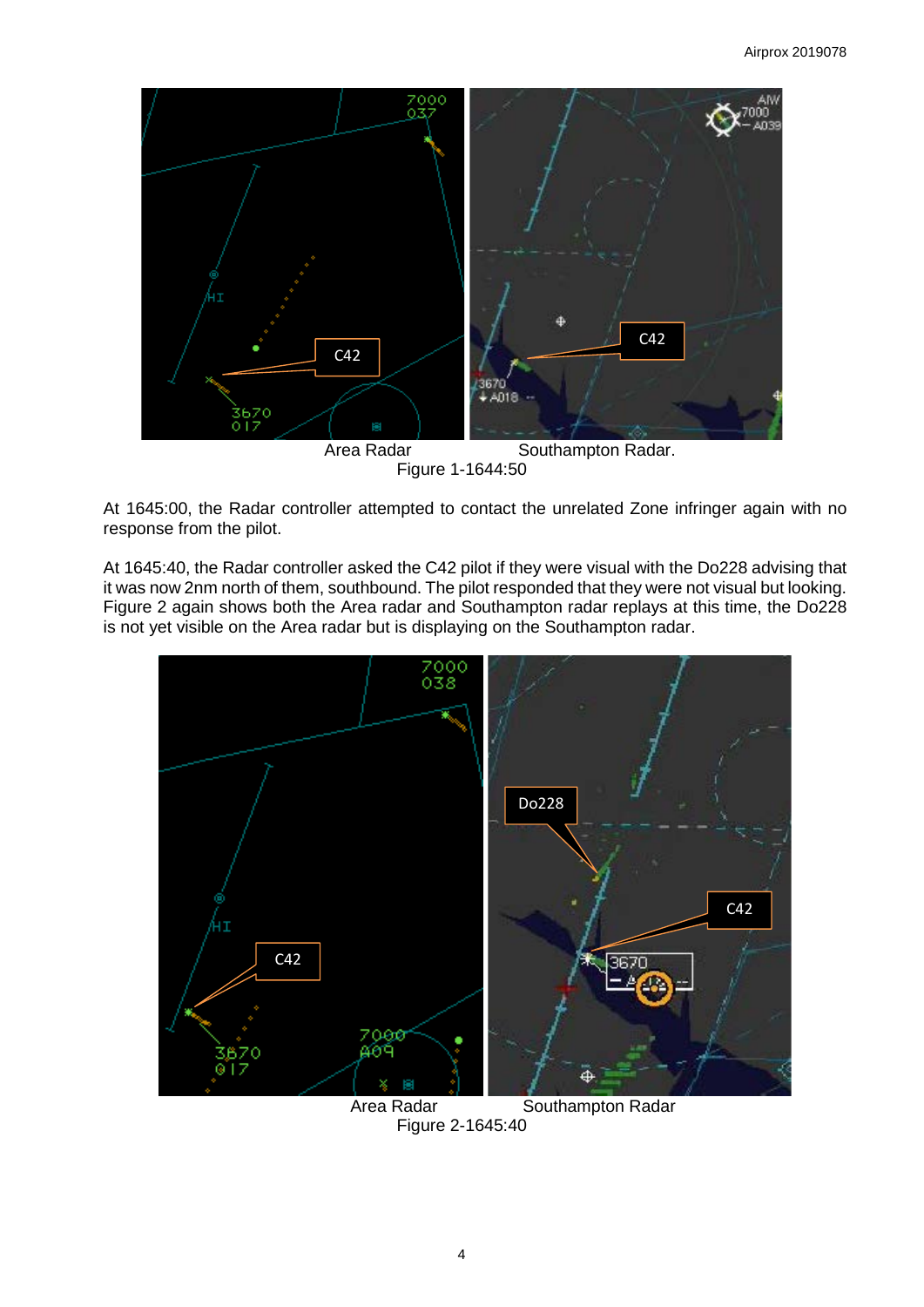Area Radar Southampton Radar.

Figure 1-1644:50

At 1645:00, the Radar controller attempted to contact the unrelated Zone infringer again with no response from the pilot.

At 1645:40, the Radar controller asked the C42 pilot if they were visual with the Do228 advising that it was now 2nm north of them, southbound. The pilot responded that they were not visual but looking. Figure 2 again shows both the Area radar and Southampton radar replays at this time, the Do228 is not yet visible on the Area radar but is displaying on the Southampton radar.

Area Radar Southampton Radar

Figure 2-1645:40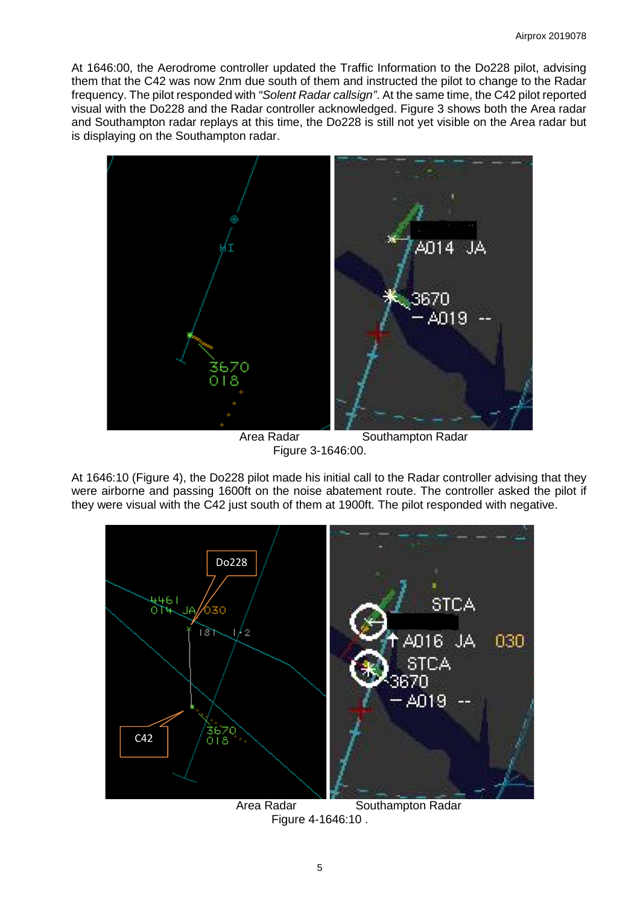At 1646:00, the Aerodrome controller updated the Traffic Information to the Do228 pilot, advising them that the C42 was now 2nm due south of them and instructed the pilot to change to the Radar frequency. The pilot responded with *"Solent Radar callsign"*. At the same time, the C42 pilot reported visual with the Do228 and the Radar controller acknowledged. Figure 3 shows both the Area radar and Southampton radar replays at this time, the Do228 is still not yet visible on the Area radar but is displaying on the Southampton radar.

Area Radar Southampton Radar

Figure 3-1646:00.

At 1646:10 (Figure 4), the Do228 pilot made his initial call to the Radar controller advising that they were airborne and passing 1600ft on the noise abatement route. The controller asked the pilot if they were visual with the C42 just south of them at 1900ft. The pilot responded with negative.

Area Radar Southampton Radar

Figure 4-1646:10 .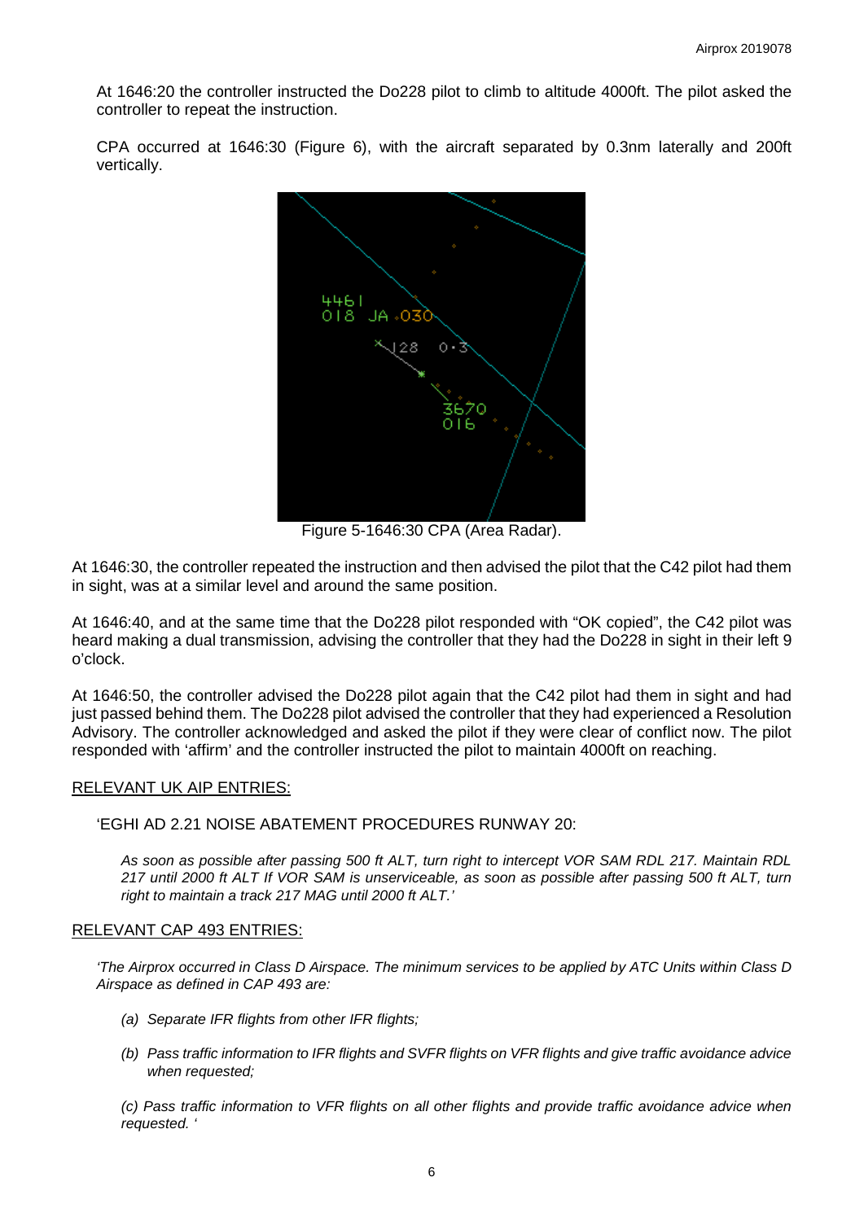At 1646:20 the controller instructed the Do228 pilot to climb to altitude 4000ft. The pilot asked the controller to repeat the instruction.

CPA occurred at 1646:30 (Figure 6), with the aircraft separated by 0.3nm laterally and 200ft vertically.

Figure 5-1646:30 CPA (Area Radar).

At 1646:30, the controller repeated the instruction and then advised the pilot that the C42 pilot had them in sight, was at a similar level and around the same position.

At 1646:40, and at the same time that the Do228 pilot responded with "OK copied", the C42 pilot was heard making a dual transmission, advising the controller that they had the Do228 in sight in their left 9 o'clock.

At 1646:50, the controller advised the Do228 pilot again that the C42 pilot had them in sight and had just passed behind them. The Do228 pilot advised the controller that they had experienced a Resolution Advisory. The controller acknowledged and asked the pilot if they were clear of conflict now. The pilot responded with 'affirm' and the controller instructed the pilot to maintain 4000ft on reaching.

## RELEVANT UK AIP ENTRIES:

'EGHI AD 2.21 NOISE ABATEMENT PROCEDURES RUNWAY 20:

*As soon as possible after passing 500 ft ALT, turn right to intercept VOR SAM RDL 217. Maintain RDL 217 until 2000 ft ALT If VOR SAM is unserviceable, as soon as possible after passing 500 ft ALT, turn right to maintain a track 217 MAG until 2000 ft ALT.'*

## RELEVANT CAP 493 ENTRIES:

*'The Airprox occurred in Class D Airspace. The minimum services to be applied by ATC Units within Class D Airspace as defined in CAP 493 are:*

*(a) Separate IFR flights from other IFR flights;*

*(b) Pass traffic information to IFR flights and SVFR flights on VFR flights and give traffic avoidance advice when requested;*

*(c) Pass traffic information to VFR flights on all other flights and provide traffic avoidance advice when requested. '*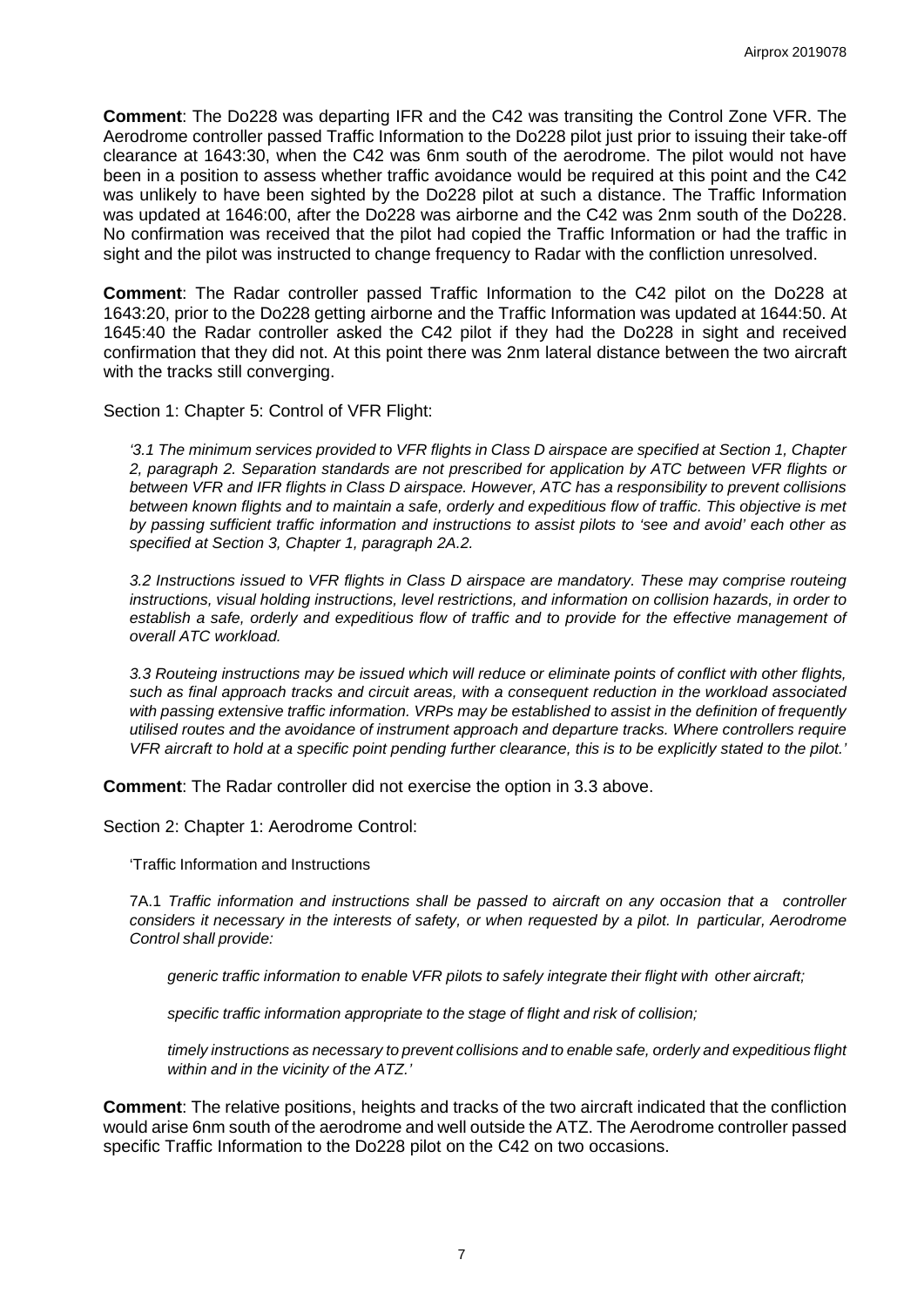**Comment**: The Do228 was departing IFR and the C42 was transiting the Control Zone VFR. The Aerodrome controller passed Traffic Information to the Do228 pilot just prior to issuing their take-off clearance at 1643:30, when the C42 was 6nm south of the aerodrome. The pilot would not have been in a position to assess whether traffic avoidance would be required at this point and the C42 was unlikely to have been sighted by the Do228 pilot at such a distance. The Traffic Information was updated at 1646:00, after the Do228 was airborne and the C42 was 2nm south of the Do228. No confirmation was received that the pilot had copied the Traffic Information or had the traffic in sight and the pilot was instructed to change frequency to Radar with the confliction unresolved.

**Comment**: The Radar controller passed Traffic Information to the C42 pilot on the Do228 at 1643:20, prior to the Do228 getting airborne and the Traffic Information was updated at 1644:50. At 1645:40 the Radar controller asked the C42 pilot if they had the Do228 in sight and received confirmation that they did not. At this point there was 2nm lateral distance between the two aircraft with the tracks still converging.

Section 1: Chapter 5: Control of VFR Flight:

> *'3.1 The minimum services provided to VFR flights in Class D airspace are specified at Section 1, Chapter 2, paragraph 2. Separation standards are not prescribed for application by ATC between VFR flights or between VFR and IFR flights in Class D airspace. However, ATC has a responsibility to prevent collisions between known flights and to maintain a safe, orderly and expeditious flow of traffic. This objective is met by passing sufficient traffic information and instructions to assist pilots to 'see and avoid' each other as specified at Section 3, Chapter 1, paragraph 2A.2.*
>
> *3.2 Instructions issued to VFR flights in Class D airspace are mandatory. These may comprise routeing instructions, visual holding instructions, level restrictions, and information on collision hazards, in order to establish a safe, orderly and expeditious flow of traffic and to provide for the effective management of overall ATC workload.*
>
> *3.3 Routeing instructions may be issued which will reduce or eliminate points of conflict with other flights, such as final approach tracks and circuit areas, with a consequent reduction in the workload associated with passing extensive traffic information. VRPs may be established to assist in the definition of frequently utilised routes and the avoidance of instrument approach and departure tracks. Where controllers require VFR aircraft to hold at a specific point pending further clearance, this is to be explicitly stated to the pilot.'*

**Comment**: The Radar controller did not exercise the option in 3.3 above.

Section 2: Chapter 1: Aerodrome Control:

> 'Traffic Information and Instructions
>
> 7A.1 *Traffic information and instructions shall be passed to aircraft on any occasion that a controller considers it necessary in the interests of safety, or when requested by a pilot. In particular, Aerodrome Control shall provide:*
>
> > *generic traffic information to enable VFR pilots to safely integrate their flight with other aircraft;*
> >
> > *specific traffic information appropriate to the stage of flight and risk of collision;*
> >
> > *timely instructions as necessary to prevent collisions and to enable safe, orderly and expeditious flight within and in the vicinity of the ATZ.'*

**Comment**: The relative positions, heights and tracks of the two aircraft indicated that the confliction would arise 6nm south of the aerodrome and well outside the ATZ. The Aerodrome controller passed specific Traffic Information to the Do228 pilot on the C42 on two occasions.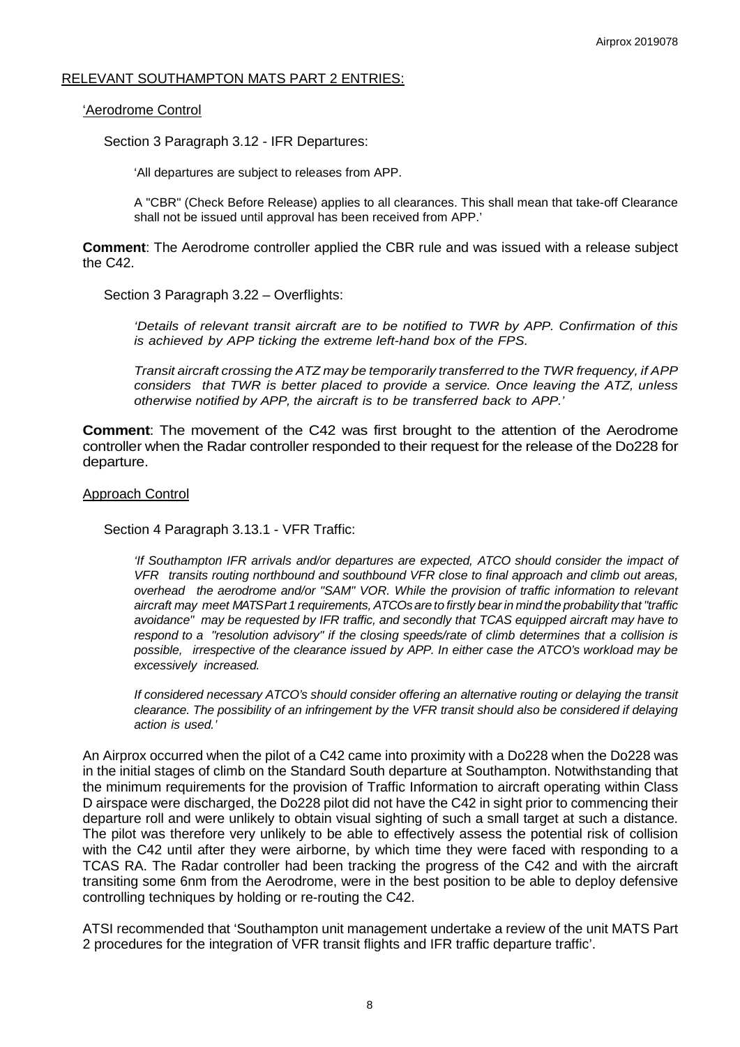RELEVANT SOUTHAMPTON MATS PART 2 ENTRIES:

'Aerodrome Control

Section 3 Paragraph 3.12 - IFR Departures:

> 'All departures are subject to releases from APP.
>
> A "CBR" (Check Before Release) applies to all clearances. This shall mean that take-off Clearance shall not be issued until approval has been received from APP.'

**Comment**: The Aerodrome controller applied the CBR rule and was issued with a release subject the C42.

Section 3 Paragraph 3.22 – Overflights:

> *'Details of relevant transit aircraft are to be notified to TWR by APP. Confirmation of this is achieved by APP ticking the extreme left-hand box of the FPS.*
>
> *Transit aircraft crossing the ATZ may be temporarily transferred to the TWR frequency, if APP considers that TWR is better placed to provide a service. Once leaving the ATZ, unless otherwise notified by APP, the aircraft is to be transferred back to APP.'*

**Comment**: The movement of the C42 was first brought to the attention of the Aerodrome controller when the Radar controller responded to their request for the release of the Do228 for departure.

Approach Control

Section 4 Paragraph 3.13.1 - VFR Traffic:

> *'If Southampton IFR arrivals and/or departures are expected, ATCO should consider the impact of VFR transits routing northbound and southbound VFR close to final approach and climb out areas, overhead the aerodrome and/or "SAM" VOR. While the provision of traffic information to relevant aircraft may meet MATS Part 1 requirements, ATCOs are to firstly bear in mind the probability that "traffic avoidance" may be requested by IFR traffic, and secondly that TCAS equipped aircraft may have to respond to a "resolution advisory" if the closing speeds/rate of climb determines that a collision is possible, irrespective of the clearance issued by APP. In either case the ATCO's workload may be excessively increased.*
>
> *If considered necessary ATCO's should consider offering an alternative routing or delaying the transit clearance. The possibility of an infringement by the VFR transit should also be considered if delaying action is used.'*

An Airprox occurred when the pilot of a C42 came into proximity with a Do228 when the Do228 was in the initial stages of climb on the Standard South departure at Southampton. Notwithstanding that the minimum requirements for the provision of Traffic Information to aircraft operating within Class D airspace were discharged, the Do228 pilot did not have the C42 in sight prior to commencing their departure roll and were unlikely to obtain visual sighting of such a small target at such a distance. The pilot was therefore very unlikely to be able to effectively assess the potential risk of collision with the C42 until after they were airborne, by which time they were faced with responding to a TCAS RA. The Radar controller had been tracking the progress of the C42 and with the aircraft transiting some 6nm from the Aerodrome, were in the best position to be able to deploy defensive controlling techniques by holding or re-routing the C42.

ATSI recommended that 'Southampton unit management undertake a review of the unit MATS Part 2 procedures for the integration of VFR transit flights and IFR traffic departure traffic'.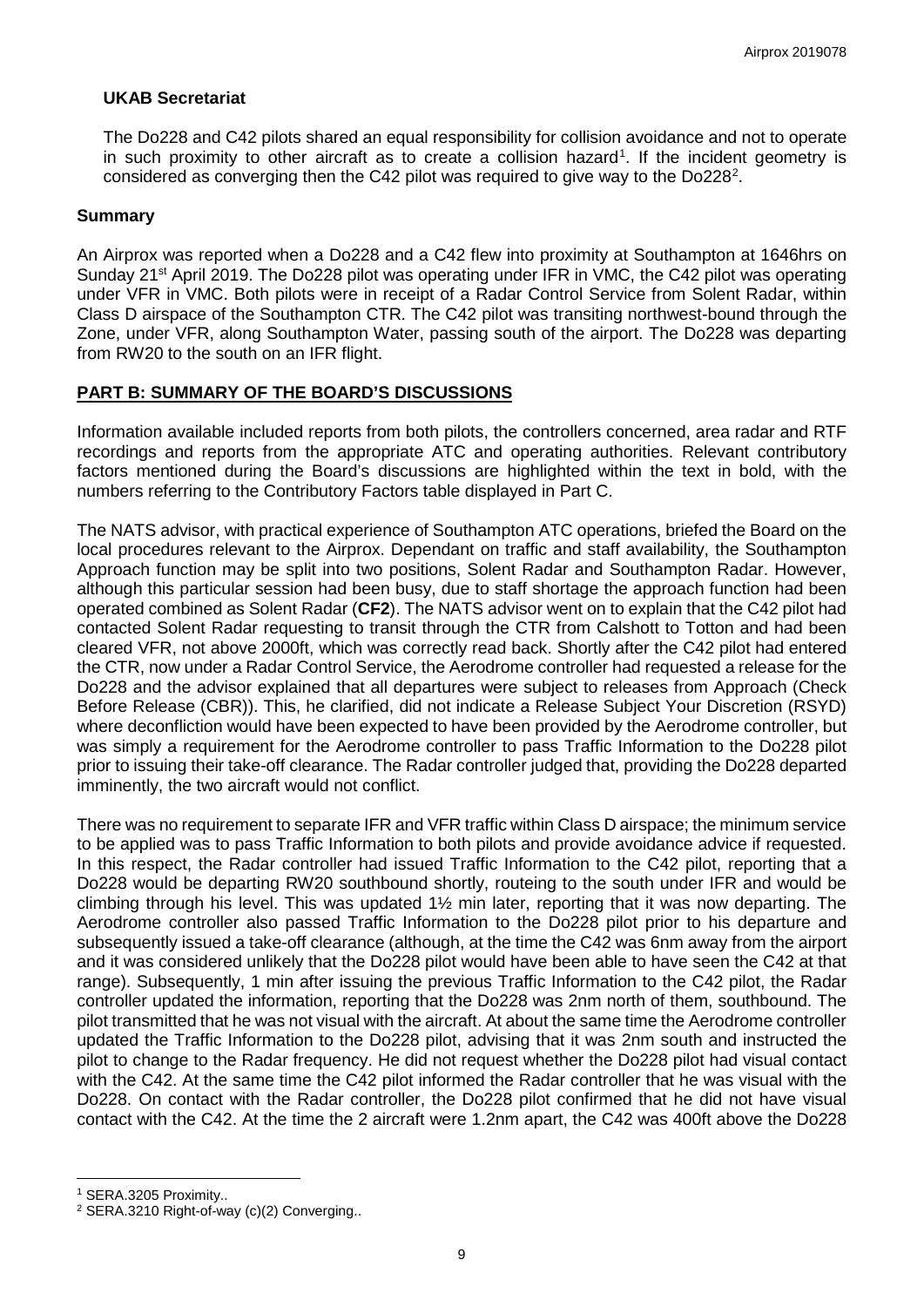## UKAB Secretariat

The Do228 and C42 pilots shared an equal responsibility for collision avoidance and not to operate in such proximity to other aircraft as to create a collision hazard[1]. If the incident geometry is considered as converging then the C42 pilot was required to give way to the Do228[2].

## Summary

An Airprox was reported when a Do228 and a C42 flew into proximity at Southampton at 1646hrs on Sunday 21st April 2019. The Do228 pilot was operating under IFR in VMC, the C42 pilot was operating under VFR in VMC. Both pilots were in receipt of a Radar Control Service from Solent Radar, within Class D airspace of the Southampton CTR. The C42 pilot was transiting northwest-bound through the Zone, under VFR, along Southampton Water, passing south of the airport. The Do228 was departing from RW20 to the south on an IFR flight.

## PART B: SUMMARY OF THE BOARD'S DISCUSSIONS

Information available included reports from both pilots, the controllers concerned, area radar and RTF recordings and reports from the appropriate ATC and operating authorities. Relevant contributory factors mentioned during the Board's discussions are highlighted within the text in bold, with the numbers referring to the Contributory Factors table displayed in Part C.

The NATS advisor, with practical experience of Southampton ATC operations, briefed the Board on the local procedures relevant to the Airprox. Dependant on traffic and staff availability, the Southampton Approach function may be split into two positions, Solent Radar and Southampton Radar. However, although this particular session had been busy, due to staff shortage the approach function had been operated combined as Solent Radar (**CF2**). The NATS advisor went on to explain that the C42 pilot had contacted Solent Radar requesting to transit through the CTR from Calshott to Totton and had been cleared VFR, not above 2000ft, which was correctly read back. Shortly after the C42 pilot had entered the CTR, now under a Radar Control Service, the Aerodrome controller had requested a release for the Do228 and the advisor explained that all departures were subject to releases from Approach (Check Before Release (CBR)). This, he clarified, did not indicate a Release Subject Your Discretion (RSYD) where deconfliction would have been expected to have been provided by the Aerodrome controller, but was simply a requirement for the Aerodrome controller to pass Traffic Information to the Do228 pilot prior to issuing their take-off clearance. The Radar controller judged that, providing the Do228 departed imminently, the two aircraft would not conflict.

There was no requirement to separate IFR and VFR traffic within Class D airspace; the minimum service to be applied was to pass Traffic Information to both pilots and provide avoidance advice if requested. In this respect, the Radar controller had issued Traffic Information to the C42 pilot, reporting that a Do228 would be departing RW20 southbound shortly, routeing to the south under IFR and would be climbing through his level. This was updated 1½ min later, reporting that it was now departing. The Aerodrome controller also passed Traffic Information to the Do228 pilot prior to his departure and subsequently issued a take-off clearance (although, at the time the C42 was 6nm away from the airport and it was considered unlikely that the Do228 pilot would have been able to have seen the C42 at that range). Subsequently, 1 min after issuing the previous Traffic Information to the C42 pilot, the Radar controller updated the information, reporting that the Do228 was 2nm north of them, southbound. The pilot transmitted that he was not visual with the aircraft. At about the same time the Aerodrome controller updated the Traffic Information to the Do228 pilot, advising that it was 2nm south and instructed the pilot to change to the Radar frequency. He did not request whether the Do228 pilot had visual contact with the C42. At the same time the C42 pilot informed the Radar controller that he was visual with the Do228. On contact with the Radar controller, the Do228 pilot confirmed that he did not have visual contact with the C42. At the time the 2 aircraft were 1.2nm apart, the C42 was 400ft above the Do228

---

[1] SERA.3205 Proximity..

[2] SERA.3210 Right-of-way (c)(2) Converging..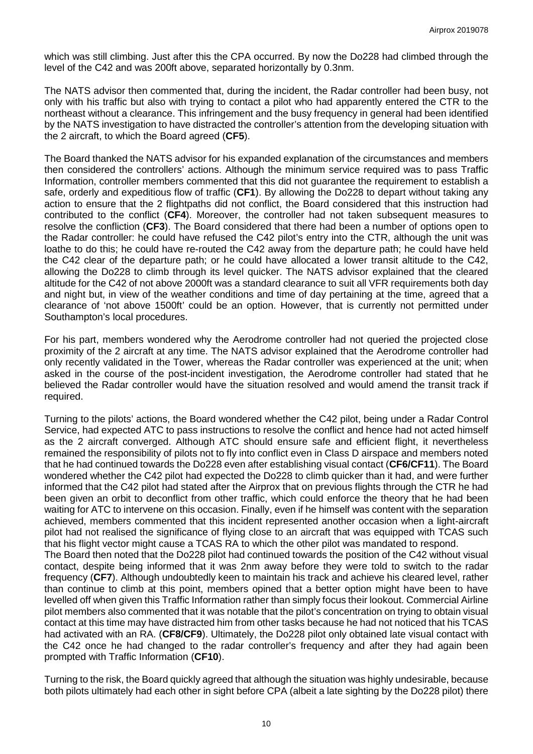which was still climbing. Just after this the CPA occurred. By now the Do228 had climbed through the level of the C42 and was 200ft above, separated horizontally by 0.3nm.

The NATS advisor then commented that, during the incident, the Radar controller had been busy, not only with his traffic but also with trying to contact a pilot who had apparently entered the CTR to the northeast without a clearance. This infringement and the busy frequency in general had been identified by the NATS investigation to have distracted the controller's attention from the developing situation with the 2 aircraft, to which the Board agreed (**CF5**).

The Board thanked the NATS advisor for his expanded explanation of the circumstances and members then considered the controllers' actions. Although the minimum service required was to pass Traffic Information, controller members commented that this did not guarantee the requirement to establish a safe, orderly and expeditious flow of traffic (**CF1**). By allowing the Do228 to depart without taking any action to ensure that the 2 flightpaths did not conflict, the Board considered that this instruction had contributed to the conflict (**CF4**). Moreover, the controller had not taken subsequent measures to resolve the confliction (**CF3**). The Board considered that there had been a number of options open to the Radar controller: he could have refused the C42 pilot's entry into the CTR, although the unit was loathe to do this; he could have re-routed the C42 away from the departure path; he could have held the C42 clear of the departure path; or he could have allocated a lower transit altitude to the C42, allowing the Do228 to climb through its level quicker. The NATS advisor explained that the cleared altitude for the C42 of not above 2000ft was a standard clearance to suit all VFR requirements both day and night but, in view of the weather conditions and time of day pertaining at the time, agreed that a clearance of 'not above 1500ft' could be an option. However, that is currently not permitted under Southampton's local procedures.

For his part, members wondered why the Aerodrome controller had not queried the projected close proximity of the 2 aircraft at any time. The NATS advisor explained that the Aerodrome controller had only recently validated in the Tower, whereas the Radar controller was experienced at the unit; when asked in the course of the post-incident investigation, the Aerodrome controller had stated that he believed the Radar controller would have the situation resolved and would amend the transit track if required.

Turning to the pilots' actions, the Board wondered whether the C42 pilot, being under a Radar Control Service, had expected ATC to pass instructions to resolve the conflict and hence had not acted himself as the 2 aircraft converged. Although ATC should ensure safe and efficient flight, it nevertheless remained the responsibility of pilots not to fly into conflict even in Class D airspace and members noted that he had continued towards the Do228 even after establishing visual contact (**CF6/CF11**). The Board wondered whether the C42 pilot had expected the Do228 to climb quicker than it had, and were further informed that the C42 pilot had stated after the Airprox that on previous flights through the CTR he had been given an orbit to deconflict from other traffic, which could enforce the theory that he had been waiting for ATC to intervene on this occasion. Finally, even if he himself was content with the separation achieved, members commented that this incident represented another occasion when a light-aircraft pilot had not realised the significance of flying close to an aircraft that was equipped with TCAS such that his flight vector might cause a TCAS RA to which the other pilot was mandated to respond.

The Board then noted that the Do228 pilot had continued towards the position of the C42 without visual contact, despite being informed that it was 2nm away before they were told to switch to the radar frequency (**CF7**). Although undoubtedly keen to maintain his track and achieve his cleared level, rather than continue to climb at this point, members opined that a better option might have been to have levelled off when given this Traffic Information rather than simply focus their lookout. Commercial Airline pilot members also commented that it was notable that the pilot's concentration on trying to obtain visual contact at this time may have distracted him from other tasks because he had not noticed that his TCAS had activated with an RA. (**CF8/CF9**). Ultimately, the Do228 pilot only obtained late visual contact with the C42 once he had changed to the radar controller's frequency and after they had again been prompted with Traffic Information (**CF10**).

Turning to the risk, the Board quickly agreed that although the situation was highly undesirable, because both pilots ultimately had each other in sight before CPA (albeit a late sighting by the Do228 pilot) there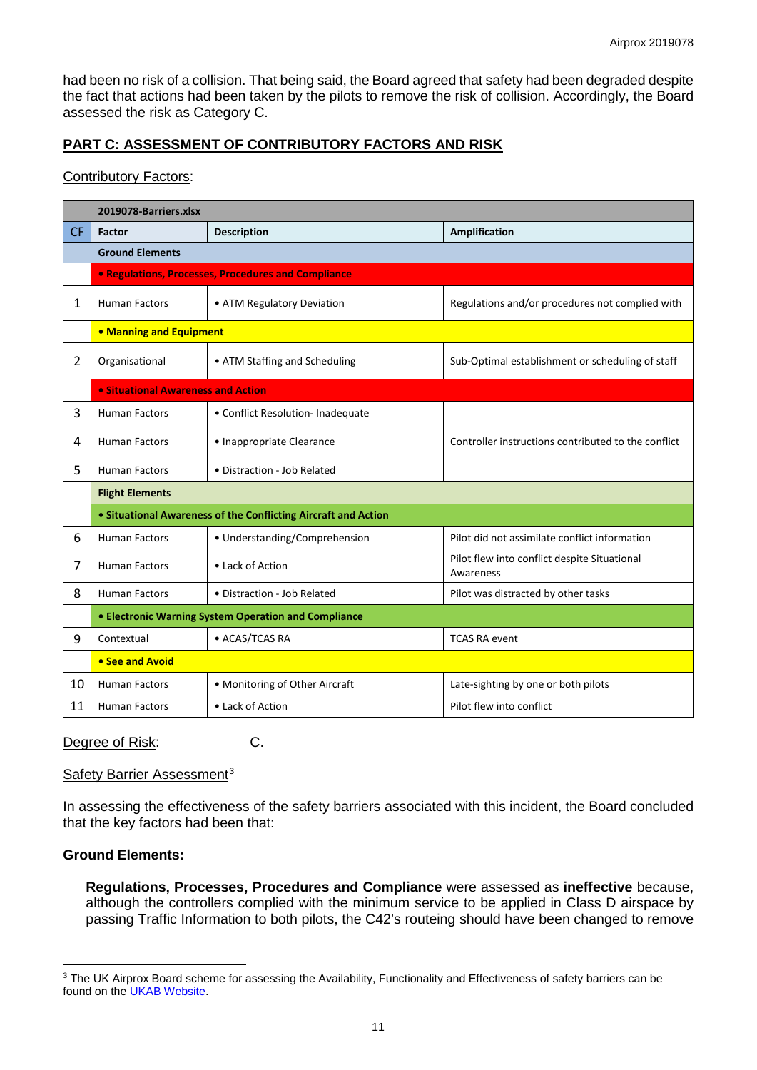had been no risk of a collision. That being said, the Board agreed that safety had been degraded despite the fact that actions had been taken by the pilots to remove the risk of collision. Accordingly, the Board assessed the risk as Category C.

## PART C: ASSESSMENT OF CONTRIBUTORY FACTORS AND RISK

Contributory Factors:

| | 2019078-Barriers.xlsx | | |
|---|---|---|---|
| CF | Factor | Description | Amplification |
| | **Ground Elements** | | |
| | **• Regulations, Processes, Procedures and Compliance** | | |
| 1 | Human Factors | • ATM Regulatory Deviation | Regulations and/or procedures not complied with |
| | **• Manning and Equipment** | | |
| 2 | Organisational | • ATM Staffing and Scheduling | Sub-Optimal establishment or scheduling of staff |
| | **• Situational Awareness and Action** | | |
| 3 | Human Factors | • Conflict Resolution- Inadequate | |
| 4 | Human Factors | • Inappropriate Clearance | Controller instructions contributed to the conflict |
| 5 | Human Factors | • Distraction - Job Related | |
| | **Flight Elements** | | |
| | **• Situational Awareness of the Conflicting Aircraft and Action** | | |
| 6 | Human Factors | • Understanding/Comprehension | Pilot did not assimilate conflict information |
| 7 | Human Factors | • Lack of Action | Pilot flew into conflict despite Situational Awareness |
| 8 | Human Factors | • Distraction - Job Related | Pilot was distracted by other tasks |
| | **• Electronic Warning System Operation and Compliance** | | |
| 9 | Contextual | • ACAS/TCAS RA | TCAS RA event |
| | **• See and Avoid** | | |
| 10 | Human Factors | • Monitoring of Other Aircraft | Late-sighting by one or both pilots |
| 11 | Human Factors | • Lack of Action | Pilot flew into conflict |

Degree of Risk: C.

Safety Barrier Assessment[3]

In assessing the effectiveness of the safety barriers associated with this incident, the Board concluded that the key factors had been that:

**Ground Elements:**

**Regulations, Processes, Procedures and Compliance** were assessed as **ineffective** because, although the controllers complied with the minimum service to be applied in Class D airspace by passing Traffic Information to both pilots, the C42's routeing should have been changed to remove

[3] The UK Airprox Board scheme for assessing the Availability, Functionality and Effectiveness of safety barriers can be found on the UKAB Website.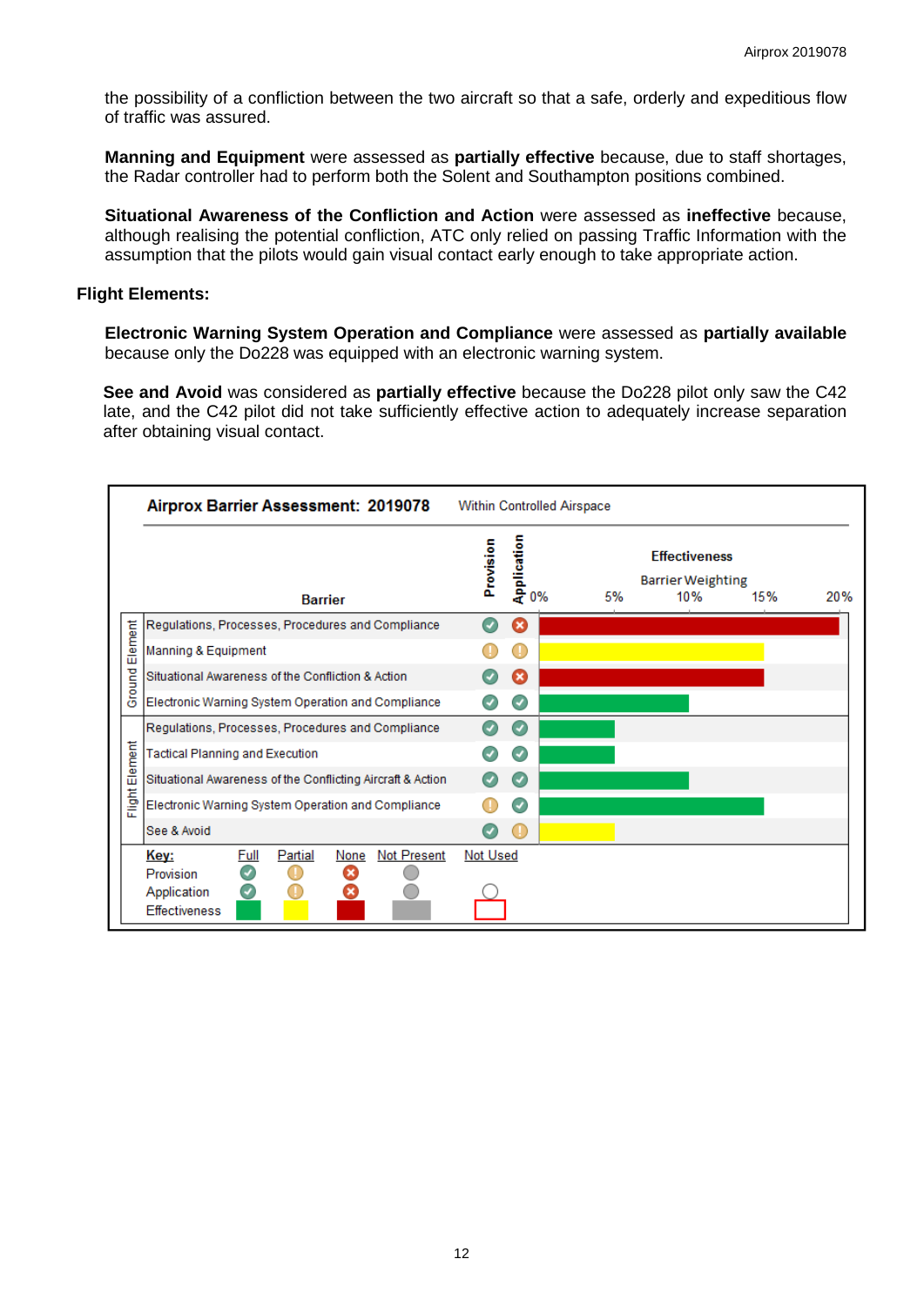the possibility of a confliction between the two aircraft so that a safe, orderly and expeditious flow of traffic was assured.

**Manning and Equipment** were assessed as **partially effective** because, due to staff shortages, the Radar controller had to perform both the Solent and Southampton positions combined.

**Situational Awareness of the Confliction and Action** were assessed as **ineffective** because, although realising the potential confliction, ATC only relied on passing Traffic Information with the assumption that the pilots would gain visual contact early enough to take appropriate action.

**Flight Elements:**

**Electronic Warning System Operation and Compliance** were assessed as **partially available** because only the Do228 was equipped with an electronic warning system.

**See and Avoid** was considered as **partially effective** because the Do228 pilot only saw the C42 late, and the C42 pilot did not take sufficiently effective action to adequately increase separation after obtaining visual contact.

**Airprox Barrier Assessment: 2019078** Within Controlled Airspace

Barrier | Provision | Application | Effectiveness (Barrier Weighting 0% 5% 10% 15% 20%)

Ground Element
Regulations, Processes, Procedures and Compliance
Manning & Equipment
Situational Awareness of the Confliction & Action
Electronic Warning System Operation and Compliance

Flight Element
Regulations, Processes, Procedures and Compliance
Tactical Planning and Execution
Situational Awareness of the Conflicting Aircraft & Action
Electronic Warning System Operation and Compliance
See & Avoid

Key: Full Partial None Not Present Not Used
Provision
Application
Effectiveness